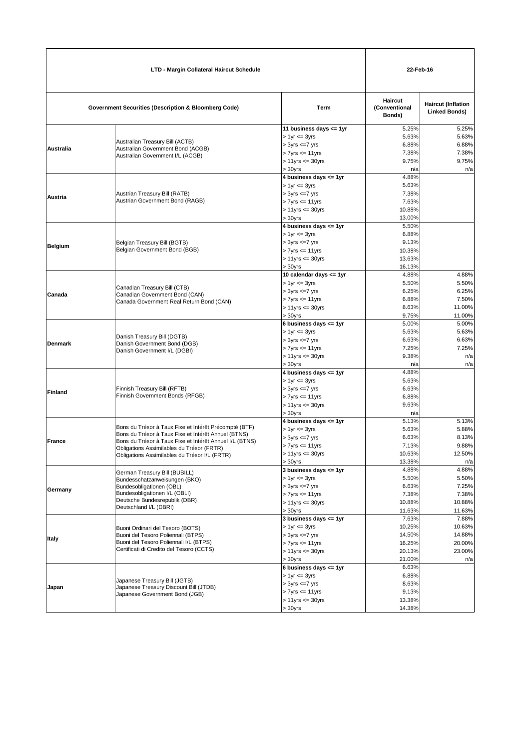| LTD - Margin Collateral Haircut Schedule | | | 22-Feb-16 | |
|---|---|---|---|---|
| Government Securities (Description & Bloomberg Code) | | Term | Haircut (Conventional Bonds) | Haircut (Inflation Linked Bonds) |
| Australia | Australian Treasury Bill (ACTB)<br>Australian Government Bond (ACGB)<br>Australian Government I/L (ACGB) | **11 business days <= 1yr** | 5.25% | 5.25% |
| | | > 1yr <= 3yrs | 5.63% | 5.63% |
| | | > 3yrs <=7 yrs | 6.88% | 6.88% |
| | | > 7yrs <= 11yrs | 7.38% | 7.38% |
| | | > 11yrs <= 30yrs | 9.75% | 9.75% |
| | | > 30yrs | n/a | n/a |
| Austria | Austrian Treasury Bill (RATB)<br>Austrian Government Bond (RAGB) | **4 business days <= 1yr** | 4.88% | |
| | | > 1yr <= 3yrs | 5.63% | |
| | | > 3yrs <=7 yrs | 7.38% | |
| | | > 7yrs <= 11yrs | 7.63% | |
| | | > 11yrs <= 30yrs | 10.88% | |
| | | > 30yrs | 13.00% | |
| Belgium | Belgian Treasury Bill (BGTB)<br>Belgian Government Bond (BGB) | **4 business days <= 1yr** | 5.50% | |
| | | > 1yr <= 3yrs | 6.88% | |
| | | > 3yrs <=7 yrs | 9.13% | |
| | | > 7yrs <= 11yrs | 10.38% | |
| | | > 11yrs <= 30yrs | 13.63% | |
| | | > 30yrs | 16.13% | |
| Canada | Canadian Treasury Bill (CTB)<br>Canadian Government Bond (CAN)<br>Canada Government Real Return Bond (CAN) | **10 calendar days <= 1yr** | 4.88% | 4.88% |
| | | > 1yr <= 3yrs | 5.50% | 5.50% |
| | | > 3yrs <=7 yrs | 6.25% | 6.25% |
| | | > 7yrs <= 11yrs | 6.88% | 7.50% |
| | | > 11yrs <= 30yrs | 8.63% | 11.00% |
| | | > 30yrs | 9.75% | 11.00% |
| Denmark | Danish Treasury Bill (DGTB)<br>Danish Government Bond (DGB)<br>Danish Government I/L (DGBI) | **6 business days <= 1yr** | 5.00% | 5.00% |
| | | > 1yr <= 3yrs | 5.63% | 5.63% |
| | | > 3yrs <=7 yrs | 6.63% | 6.63% |
| | | > 7yrs <= 11yrs | 7.25% | 7.25% |
| | | > 11yrs <= 30yrs | 9.38% | n/a |
| | | > 30yrs | n/a | n/a |
| Finland | Finnish Treasury Bill (RFTB)<br>Finnish Government Bonds (RFGB) | **4 business days <= 1yr** | 4.88% | |
| | | > 1yr <= 3yrs | 5.63% | |
| | | > 3yrs <=7 yrs | 6.63% | |
| | | > 7yrs <= 11yrs | 6.88% | |
| | | > 11yrs <= 30yrs | 9.63% | |
| | | > 30yrs | n/a | |
| France | Bons du Trésor à Taux Fixe et Intérêt Précompté (BTF)<br>Bons du Trésor à Taux Fixe et Intérêt Annuel (BTNS)<br>Bons du Trésor à Taux Fixe et Intérêt Annuel I/L (BTNS)<br>Obligations Assimilables du Trésor (FRTR)<br>Obligations Assimilables du Trésor I/L (FRTR) | **4 business days <= 1yr** | 5.13% | 5.13% |
| | | > 1yr <= 3yrs | 5.63% | 5.88% |
| | | > 3yrs <=7 yrs | 6.63% | 8.13% |
| | | > 7yrs <= 11yrs | 7.13% | 9.88% |
| | | > 11yrs <= 30yrs | 10.63% | 12.50% |
| | | > 30yrs | 13.38% | n/a |
| Germany | German Treasury Bill (BUBILL)<br>Bundesschatzanweisungen (BKO)<br>Bundesobligationen (OBL)<br>Bundesobligationen I/L (OBLI)<br>Deutsche Bundesrepublik (DBR)<br>Deutschland I/L (DBRI) | **3 business days <= 1yr** | 4.88% | 4.88% |
| | | > 1yr <= 3yrs | 5.50% | 5.50% |
| | | > 3yrs <=7 yrs | 6.63% | 7.25% |
| | | > 7yrs <= 11yrs | 7.38% | 7.38% |
| | | > 11yrs <= 30yrs | 10.88% | 10.88% |
| | | > 30yrs | 11.63% | 11.63% |
| Italy | Buoni Ordinari del Tesoro (BOTS)<br>Buoni del Tesoro Poliennali (BTPS)<br>Buoni del Tesoro Poliennali I/L (BTPS)<br>Certificati di Credito del Tesoro (CCTS) | **3 business days <= 1yr** | 7.63% | 7.88% |
| | | > 1yr <= 3yrs | 10.25% | 10.63% |
| | | > 3yrs <=7 yrs | 14.50% | 14.88% |
| | | > 7yrs <= 11yrs | 16.25% | 20.00% |
| | | > 11yrs <= 30yrs | 20.13% | 23.00% |
| | | > 30yrs | 21.00% | n/a |
| Japan | Japanese Treasury Bill (JGTB)<br>Japanese Treasury Discount Bill (JTDB)<br>Japanese Government Bond (JGB) | **6 business days <= 1yr** | 6.63% | |
| | | > 1yr <= 3yrs | 6.88% | |
| | | > 3yrs <=7 yrs | 8.63% | |
| | | > 7yrs <= 11yrs | 9.13% | |
| | | > 11yrs <= 30yrs | 13.38% | |
| | | > 30yrs | 14.38% | |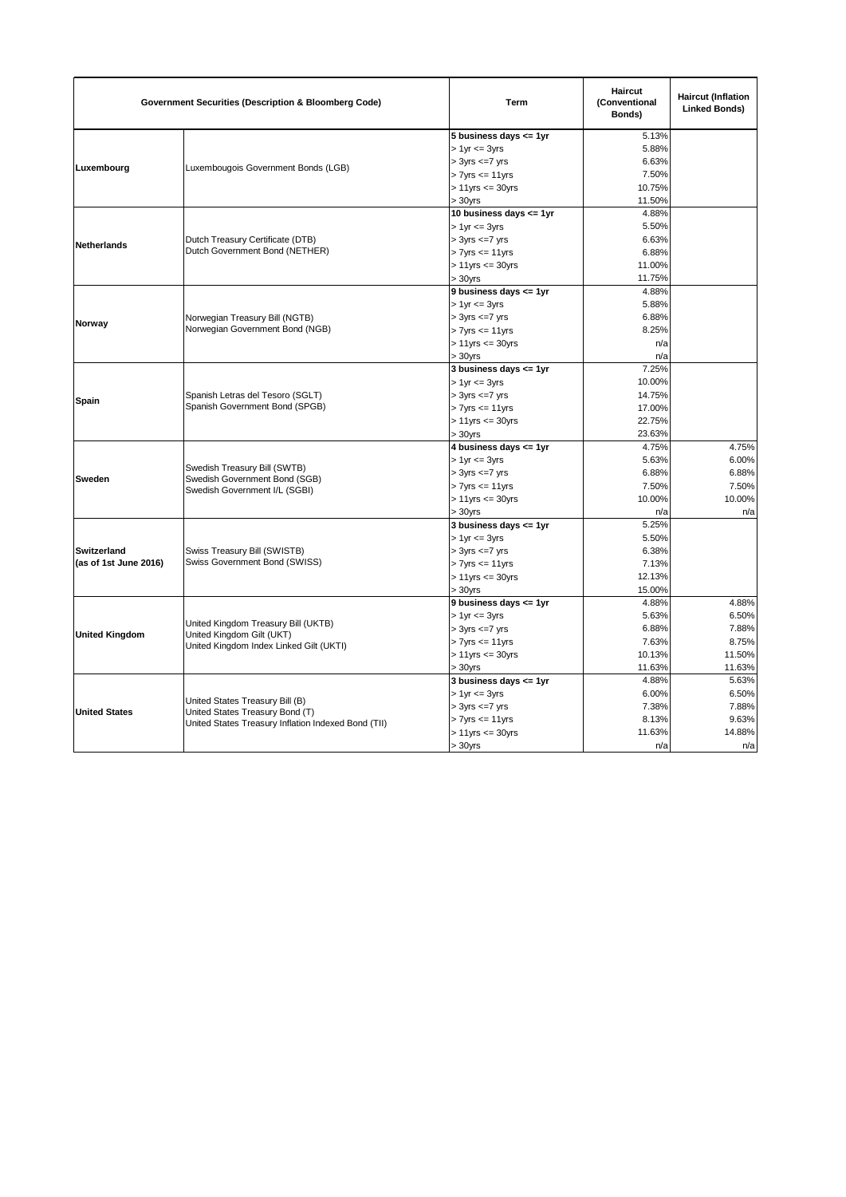| Government Securities (Description & Bloomberg Code) | | Term | Haircut (Conventional Bonds) | Haircut (Inflation Linked Bonds) |
|---|---|---|---|---|
| Luxembourg | Luxembougois Government Bonds (LGB) | **5 business days <= 1yr** | 5.13% | |
| | | > 1yr <= 3yrs | 5.88% | |
| | | > 3yrs <=7 yrs | 6.63% | |
| | | > 7yrs <= 11yrs | 7.50% | |
| | | > 11yrs <= 30yrs | 10.75% | |
| | | > 30yrs | 11.50% | |
| Netherlands | Dutch Treasury Certificate (DTB)<br>Dutch Government Bond (NETHER) | **10 business days <= 1yr** | 4.88% | |
| | | > 1yr <= 3yrs | 5.50% | |
| | | > 3yrs <=7 yrs | 6.63% | |
| | | > 7yrs <= 11yrs | 6.88% | |
| | | > 11yrs <= 30yrs | 11.00% | |
| | | > 30yrs | 11.75% | |
| Norway | Norwegian Treasury Bill (NGTB)<br>Norwegian Government Bond (NGB) | **9 business days <= 1yr** | 4.88% | |
| | | > 1yr <= 3yrs | 5.88% | |
| | | > 3yrs <=7 yrs | 6.88% | |
| | | > 7yrs <= 11yrs | 8.25% | |
| | | > 11yrs <= 30yrs | n/a | |
| | | > 30yrs | n/a | |
| Spain | Spanish Letras del Tesoro (SGLT)<br>Spanish Government Bond (SPGB) | **3 business days <= 1yr** | 7.25% | |
| | | > 1yr <= 3yrs | 10.00% | |
| | | > 3yrs <=7 yrs | 14.75% | |
| | | > 7yrs <= 11yrs | 17.00% | |
| | | > 11yrs <= 30yrs | 22.75% | |
| | | > 30yrs | 23.63% | |
| Sweden | Swedish Treasury Bill (SWTB)<br>Swedish Government Bond (SGB)<br>Swedish Government I/L (SGBI) | **4 business days <= 1yr** | 4.75% | 4.75% |
| | | > 1yr <= 3yrs | 5.63% | 6.00% |
| | | > 3yrs <=7 yrs | 6.88% | 6.88% |
| | | > 7yrs <= 11yrs | 7.50% | 7.50% |
| | | > 11yrs <= 30yrs | 10.00% | 10.00% |
| | | > 30yrs | n/a | n/a |
| Switzerland (as of 1st June 2016) | Swiss Treasury Bill (SWISTB)<br>Swiss Government Bond (SWISS) | **3 business days <= 1yr** | 5.25% | |
| | | > 1yr <= 3yrs | 5.50% | |
| | | > 3yrs <=7 yrs | 6.38% | |
| | | > 7yrs <= 11yrs | 7.13% | |
| | | > 11yrs <= 30yrs | 12.13% | |
| | | > 30yrs | 15.00% | |
| United Kingdom | United Kingdom Treasury Bill (UKTB)<br>United Kingdom Gilt (UKT)<br>United Kingdom Index Linked Gilt (UKTI) | **9 business days <= 1yr** | 4.88% | 4.88% |
| | | > 1yr <= 3yrs | 5.63% | 6.50% |
| | | > 3yrs <=7 yrs | 6.88% | 7.88% |
| | | > 7yrs <= 11yrs | 7.63% | 8.75% |
| | | > 11yrs <= 30yrs | 10.13% | 11.50% |
| | | > 30yrs | 11.63% | 11.63% |
| United States | United States Treasury Bill (B)<br>United States Treasury Bond (T)<br>United States Treasury Inflation Indexed Bond (TII) | **3 business days <= 1yr** | 4.88% | 5.63% |
| | | > 1yr <= 3yrs | 6.00% | 6.50% |
| | | > 3yrs <=7 yrs | 7.38% | 7.88% |
| | | > 7yrs <= 11yrs | 8.13% | 9.63% |
| | | > 11yrs <= 30yrs | 11.63% | 14.88% |
| | | > 30yrs | n/a | n/a |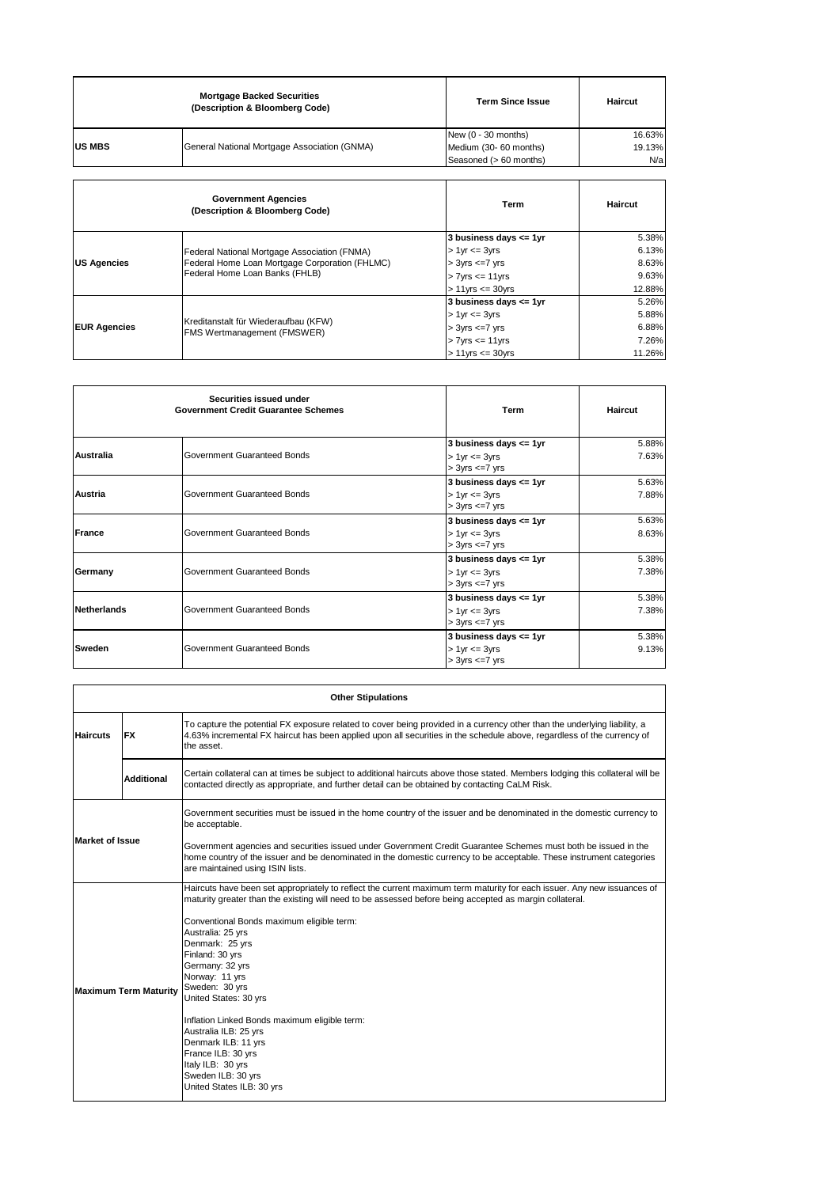| Mortgage Backed Securities (Description & Bloomberg Code) | | Term Since Issue | Haircut |
|---|---|---|---|
| **US MBS** | General National Mortgage Association (GNMA) | New (0 - 30 months) | 16.63% |
| | | Medium (30- 60 months) | 19.13% |
| | | Seasoned (> 60 months) | N/a |

| Government Agencies (Description & Bloomberg Code) | | Term | Haircut |
|---|---|---|---|
| **US Agencies** | Federal National Mortgage Association (FNMA)<br>Federal Home Loan Mortgage Corporation (FHLMC)<br>Federal Home Loan Banks (FHLB) | 3 business days <= 1yr | 5.38% |
| | | > 1yr <= 3yrs | 6.13% |
| | | > 3yrs <=7 yrs | 8.63% |
| | | > 7yrs <= 11yrs | 9.63% |
| | | > 11yrs <= 30yrs | 12.88% |
| **EUR Agencies** | Kreditanstalt für Wiederaufbau (KFW)<br>FMS Wertmanagement (FMSWER) | 3 business days <= 1yr | 5.26% |
| | | > 1yr <= 3yrs | 5.88% |
| | | > 3yrs <=7 yrs | 6.88% |
| | | > 7yrs <= 11yrs | 7.26% |
| | | > 11yrs <= 30yrs | 11.26% |

| Securities issued under Government Credit Guarantee Schemes | | Term | Haircut |
|---|---|---|---|
| **Australia** | Government Guaranteed Bonds | 3 business days <= 1yr | 5.88% |
| | | > 1yr <= 3yrs | 7.63% |
| | | > 3yrs <=7 yrs | |
| **Austria** | Government Guaranteed Bonds | 3 business days <= 1yr | 5.63% |
| | | > 1yr <= 3yrs | 7.88% |
| | | > 3yrs <=7 yrs | |
| **France** | Government Guaranteed Bonds | 3 business days <= 1yr | 5.63% |
| | | > 1yr <= 3yrs | 8.63% |
| | | > 3yrs <=7 yrs | |
| **Germany** | Government Guaranteed Bonds | 3 business days <= 1yr | 5.38% |
| | | > 1yr <= 3yrs | 7.38% |
| | | > 3yrs <=7 yrs | |
| **Netherlands** | Government Guaranteed Bonds | 3 business days <= 1yr | 5.38% |
| | | > 1yr <= 3yrs | 7.38% |
| | | > 3yrs <=7 yrs | |
| **Sweden** | Government Guaranteed Bonds | 3 business days <= 1yr | 5.38% |
| | | > 1yr <= 3yrs | 9.13% |
| | | > 3yrs <=7 yrs | |

| Other Stipulations | | |
|---|---|---|
| **Haircuts** | **FX** | To capture the potential FX exposure related to cover being provided in a currency other than the underlying liability, a 4.63% incremental FX haircut has been applied upon all securities in the schedule above, regardless of the currency of the asset. |
| | **Additional** | Certain collateral can at times be subject to additional haircuts above those stated. Members lodging this collateral will be contacted directly as appropriate, and further detail can be obtained by contacting CaLM Risk. |
| **Market of Issue** | | Government securities must be issued in the home country of the issuer and be denominated in the domestic currency to be acceptable.<br><br>Government agencies and securities issued under Government Credit Guarantee Schemes must both be issued in the home country of the issuer and be denominated in the domestic currency to be acceptable. These instrument categories are maintained using ISIN lists. |
| **Maximum Term Maturity** | | Haircuts have been set appropriately to reflect the current maximum term maturity for each issuer. Any new issuances of maturity greater than the existing will need to be assessed before being accepted as margin collateral.<br><br>Conventional Bonds maximum eligible term:<br>Australia: 25 yrs<br>Denmark: 25 yrs<br>Finland: 30 yrs<br>Germany: 32 yrs<br>Norway: 11 yrs<br>Sweden: 30 yrs<br>United States: 30 yrs<br><br>Inflation Linked Bonds maximum eligible term:<br>Australia ILB: 25 yrs<br>Denmark ILB: 11 yrs<br>France ILB: 30 yrs<br>Italy ILB: 30 yrs<br>Sweden ILB: 30 yrs<br>United States ILB: 30 yrs |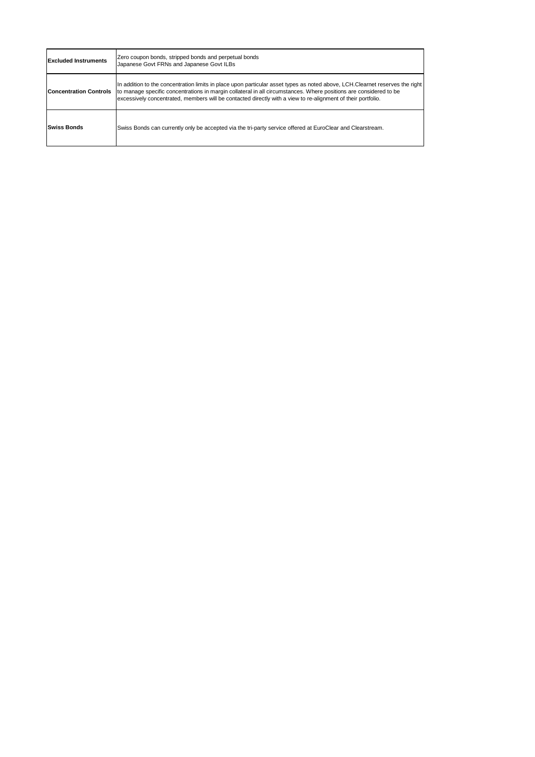| | |
|---|---|
| **Excluded Instruments** | Zero coupon bonds, stripped bonds and perpetual bonds<br>Japanese Govt FRNs and Japanese Govt ILBs |
| **Concentration Controls** | In addition to the concentration limits in place upon particular asset types as noted above, LCH.Clearnet reserves the right to manage specific concentrations in margin collateral in all circumstances. Where positions are considered to be excessively concentrated, members will be contacted directly with a view to re-alignment of their portfolio. |
| **Swiss Bonds** | Swiss Bonds can currently only be accepted via the tri-party service offered at EuroClear and Clearstream. |